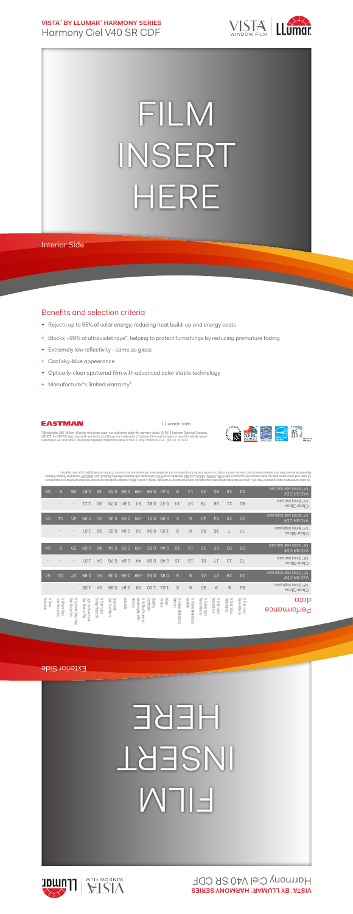**VISTA™ BY LLUMAR® HARMONY SERIES**

# Harmony Ciel V40 SR CDF

# FILM INSERT HERE

Interior Side

## Benefits and selection criteria

- Rejects up to 55% of solar energy, reducing heat build-up and energy costs
- Blocks >99% of ultraviolet rays*, helping to protect furnishings by reducing premature fading
- Extremely low reflectivity - same as glass
- Cool sky-blue appearance
- Optically-clear sputtered film with advanced color stable technology
- Manufacturer's limited warranty†

EASTMAN

LLumar.com

*Wavelengths 280-380nm. †Certain restrictions apply; see authorized dealer for warranty details. © 2016 Eastman Chemical Company. VISTA™, the VISTA® logo, LLumar® and the LLumar® logo are trademarks of Eastman Chemical Company or one of its wholly owned subsidiaries. As used herein, ® denotes registered trademark status in the U.S. only. Printed in U.S.A. (05/16) SP1232

| Performance data | % Total Solar Transmittance | % Total Solar Reflectance | % Total Solar Absorptance | % Visible Light Transmittance | % Visible Reflectance (exterior) | % Visible Reflectance (interior) | Winter U-Value | Shading Coefficient | % UV Protection (wavelengths 280-380nm) | Emissivity | Solar Heat Gain Coefficient | % Total Solar Energy Rejected | Light to Solar Heat Gain Ratio (LSG) | % Reduction in Solar Heat Gain | % Winter Heat Loss Reduction | % Glare Reduction |
|---|---|---|---|---|---|---|---|---|---|---|---|---|---|---|---|---|
| Clear Glass 1/8" (3mm) single pane | 83 | 8 | 9 | 90 | 8 | 8 | 1.03 | 1.00 | 29 | 0.84 | 0.86 | 14 | 1.05 | - | - | - |
| V40 SR CDF 1/8" (3mm) clear single pane | 34 | 19 | 47 | 41 | 8 | 8 | 0.91 | 0.53 | >99 | 0.59 | 0.46 | 54 | 0.89 | 47 | 13 | 54 |
| Clear Glass 1/8" (3mm) dual pane | 70 | 13 | 17 | 81 | 15 | 15 | 0.48 | 0.88 | 44 | 0.84 | 0.76 | 24 | 1.07 | - | - | - |
| V40 SR CDF 1/8" (3mm) clear dual pane | 28 | 20 | 52 | 37 | 15 | 10 | 0.44 | 0.62 | >99 | 0.59 | 0.54 | 46 | 0.69 | 29 | 8 | 54 |
| Clear Glass 1/4" (6mm) single pane | 77 | 7 | 16 | 88 | 8 | 8 | 1.02 | 0.94 | 38 | 0.84 | 0.82 | 18 | 1.07 | - | - | - |
| V40 SR CDF 1/4" (6mm) clear single pane | 30 | 16 | 54 | 40 | 8 | 8 | 0.89 | 0.51 | >99 | 0.59 | 0.45 | 55 | 0.89 | 45 | 14 | 55 |
| Clear Glass 1/4" (6mm) dual pane | 63 | 11 | 26 | 79 | 14 | 14 | 0.47 | 0.81 | 54 | 0.84 | 0.70 | 30 | 1.13 | - | - | - |
| V40 SR CDF 1/4" (6mm) clear dual pane | 24 | 16 | 60 | 35 | 14 | 10 | 0.44 | 0.59 | >99 | 0.59 | 0.52 | 48 | 0.67 | 26 | 6 | 56 |

The solar performance data reported for Vista by LLumar and stated window films was captured using the National Fenestration Rating Council's (NFRC) standard guidelines for window film solar performance measurement. All safety and performance data has been measured in accordance with ASTM, ASHRAE, ANSI, and NFRC standards using NFRC methodology with Lawrence Berkeley National Lab's WINDOW Fenestration Analysis Software. Reported values are taken from representative product samples and are subject to normal manufacturing variances. Actual performance will vary based on a number of factors, including glass type and properties.

Exterior Side

# FILM INSERT HERE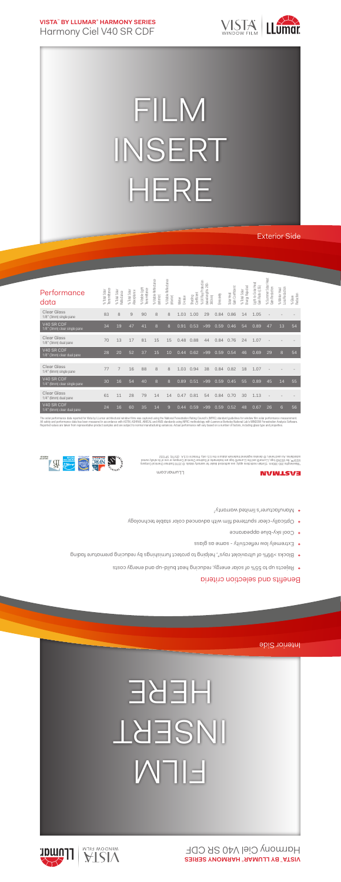**VISTA™ BY LLUMAR® HARMONY SERIES**
Harmony Ciel V40 SR CDF

# FILM INSERT HERE

Exterior Side

## Performance data

| | % Total Solar Transmittance | % Total Solar Reflectance | % Total Solar Absorbance | % Visible Light Transmittance | % Visible Reflectance (exterior) | % Visible Reflectance (interior) | Winter U-value | Shading Coefficient | % UV Ray Protection (wavelengths 280-380nm) | Emissivity | Solar Heat Gain Coefficient | % Total Solar Energy Rejected | Light to Solar Heat Gain Ratio (LSG) | % Summer Solar Heat Gain Reduction | % Winter Heat Loss Reduction | % Glare Reduction |
|---|---|---|---|---|---|---|---|---|---|---|---|---|---|---|---|---|
| Clear Glass 1/8" (3mm) single pane | 83 | 8 | 9 | 90 | 8 | 8 | 1.03 | 1.00 | 29 | 0.84 | 0.86 | 14 | 1.05 | - | - | - |
| V40 SR CDF 1/8" (3mm) clear single pane | 34 | 19 | 47 | 41 | 8 | 8 | 0.91 | 0.53 | >99 | 0.59 | 0.46 | 54 | 0.89 | 47 | 13 | 54 |
| Clear Glass 1/8" (3mm) dual pane | 70 | 13 | 17 | 81 | 15 | 15 | 0.48 | 0.88 | 44 | 0.84 | 0.76 | 24 | 1.07 | - | - | - |
| V40 SR CDF 1/8" (3mm) clear dual pane | 28 | 20 | 52 | 37 | 15 | 10 | 0.44 | 0.62 | >99 | 0.59 | 0.54 | 46 | 0.69 | 29 | 8 | 54 |
| Clear Glass 1/4" (6mm) single pane | 77 | 7 | 16 | 88 | 8 | 8 | 1.03 | 0.94 | 38 | 0.84 | 0.82 | 18 | 1.07 | - | - | - |
| V40 SR CDF 1/4" (6mm) clear single pane | 30 | 16 | 54 | 40 | 8 | 8 | 0.89 | 0.51 | >99 | 0.59 | 0.45 | 55 | 0.89 | 45 | 14 | 55 |
| Clear Glass 1/4" (6mm) dual pane | 61 | 11 | 28 | 79 | 14 | 14 | 0.47 | 0.81 | 54 | 0.84 | 0.70 | 30 | 1.13 | - | - | - |
| V40 SR CDF 1/4" (6mm) clear dual pane | 24 | 16 | 60 | 35 | 14 | 9 | 0.44 | 0.59 | >99 | 0.59 | 0.52 | 48 | 0.67 | 26 | 6 | 56 |

The solar performance data reported for Vista by LLumar architectural window films was captured using the National Fenestration Rating Council's (NFRC) standard guidelines for window film solar performance measurement. All safety and performance data has been measured in accordance with ASTM, ASHRAE, ANSI, and ANSI standards using NFRC methodology with Lawrence Berkeley National Lab's WINDOW Fenestration Analysis Software. Reported values are taken from representative product samples and are subject to normal manufacturing variances. Actual performance will vary based on a number of factors, including glass type and properties.

EASTMAN

LLumar.com

¹Wavelengths 280-380nm. ²Certain restrictions apply, see authorized dealer for warranty details. ©2018 Eastman Chemical Company. VISTA™, the VISTA® logo, LLumar® and the LLumar® logo are trademarks of Eastman Chemical Company or one of its wholly owned subsidiaries. As used herein, ® denotes registered trademark status in the U.S. only. Printed in U.S.A. (03/18) SP1032

## Benefits and selection criteria

- Rejects up to 55% of solar energy, reducing heat build-up and energy costs
- Blocks >99% of ultraviolet rays¹, helping to protect furnishings by reducing premature fading
- Extremely low reflectivity - same as glass
- Cool sky-blue appearance
- Optically-clear sputtered film with advanced color stable technology
- Manufacturer's limited warranty²

Interior Side

# FILM INSERT HERE

**VISTA™ BY LLUMAR® HARMONY SERIES**
Harmony Ciel V40 SR CDF